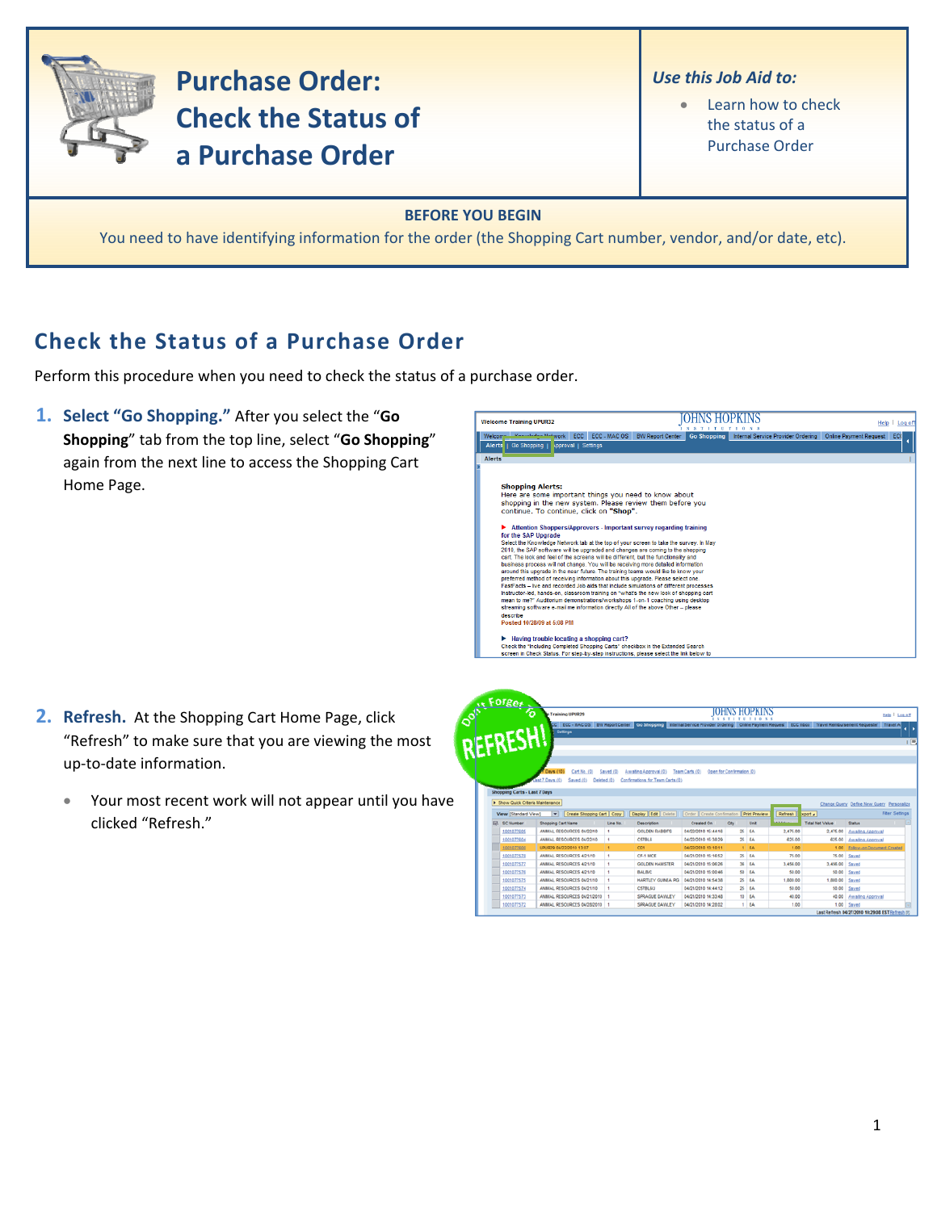# Purchase Order: Check the Status of a Purchase Order

***Use this Job Aid to:***

- Learn how to check the status of a Purchase Order

**BEFORE YOU BEGIN**

You need to have identifying information for the order (the Shopping Cart number, vendor, and/or date, etc).

## Check the Status of a Purchase Order

Perform this procedure when you need to check the status of a purchase order.

1. **Select "Go Shopping."** After you select the "**Go Shopping**" tab from the top line, select "**Go Shopping**" again from the next line to access the Shopping Cart Home Page.

2. **Refresh.** At the Shopping Cart Home Page, click "Refresh" to make sure that you are viewing the most up-to-date information.
   - Your most recent work will not appear until you have clicked "Refresh."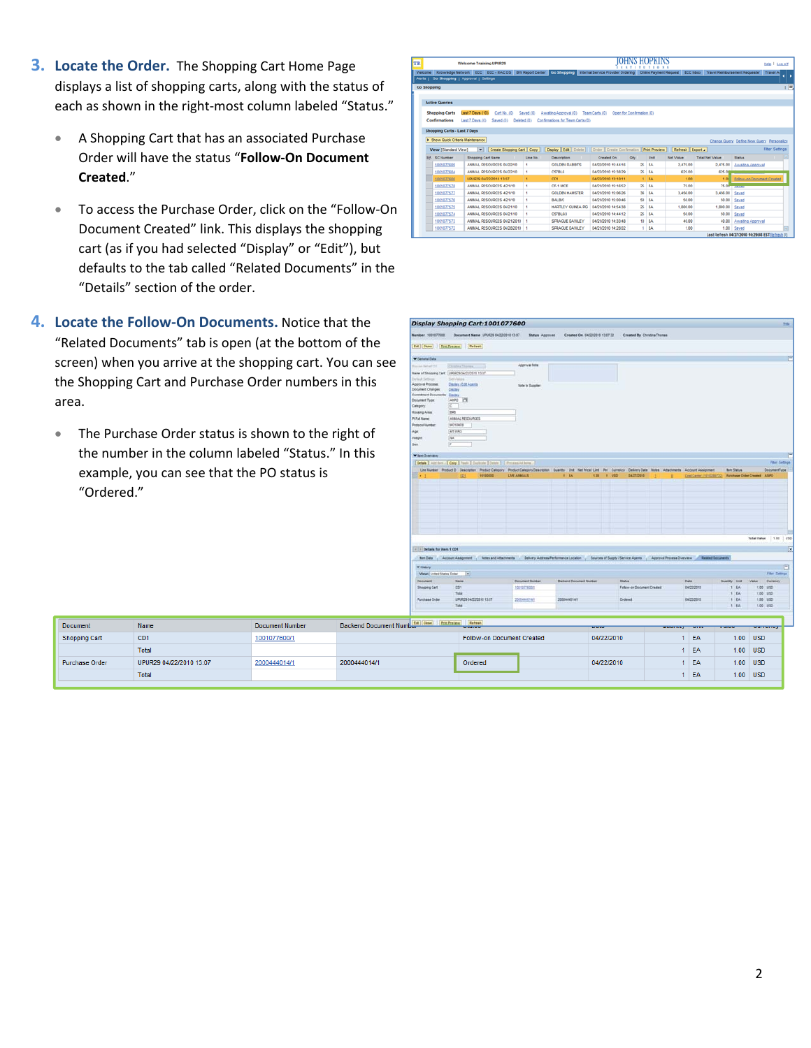3. **Locate the Order.** The Shopping Cart Home Page displays a list of shopping carts, along with the status of each as shown in the right-most column labeled "Status."

- A Shopping Cart that has an associated Purchase Order will have the status "**Follow-On Document Created**."
- To access the Purchase Order, click on the "Follow-On Document Created" link. This displays the shopping cart (as if you had selected "Display" or "Edit"), but defaults to the tab called "Related Documents" in the "Details" section of the order.

4. **Locate the Follow-On Documents.** Notice that the "Related Documents" tab is open (at the bottom of the screen) when you arrive at the shopping cart. You can see the Shopping Cart and Purchase Order numbers in this area.

- The Purchase Order status is shown to the right of the number in the column labeled "Status." In this example, you can see that the PO status is "Ordered."

| Document | Name | Document Number | Backend Document Number | Status | Date | Quantity | Unit | Value | Currency |
|---|---|---|---|---|---|---|---|---|---|
| Shopping Cart | CD1 | 1001077600/1 | | Follow-on Document Created | 04/22/2010 | 1 | EA | 1.00 | USD |
| | Total | | | | | 1 | EA | 1.00 | USD |
| Purchase Order | UPUR29 04/22/2010 13:07 | 2000444014/1 | 2000444014/1 | Ordered | 04/22/2010 | 1 | EA | 1.00 | USD |
| | Total | | | | | 1 | EA | 1.00 | USD |